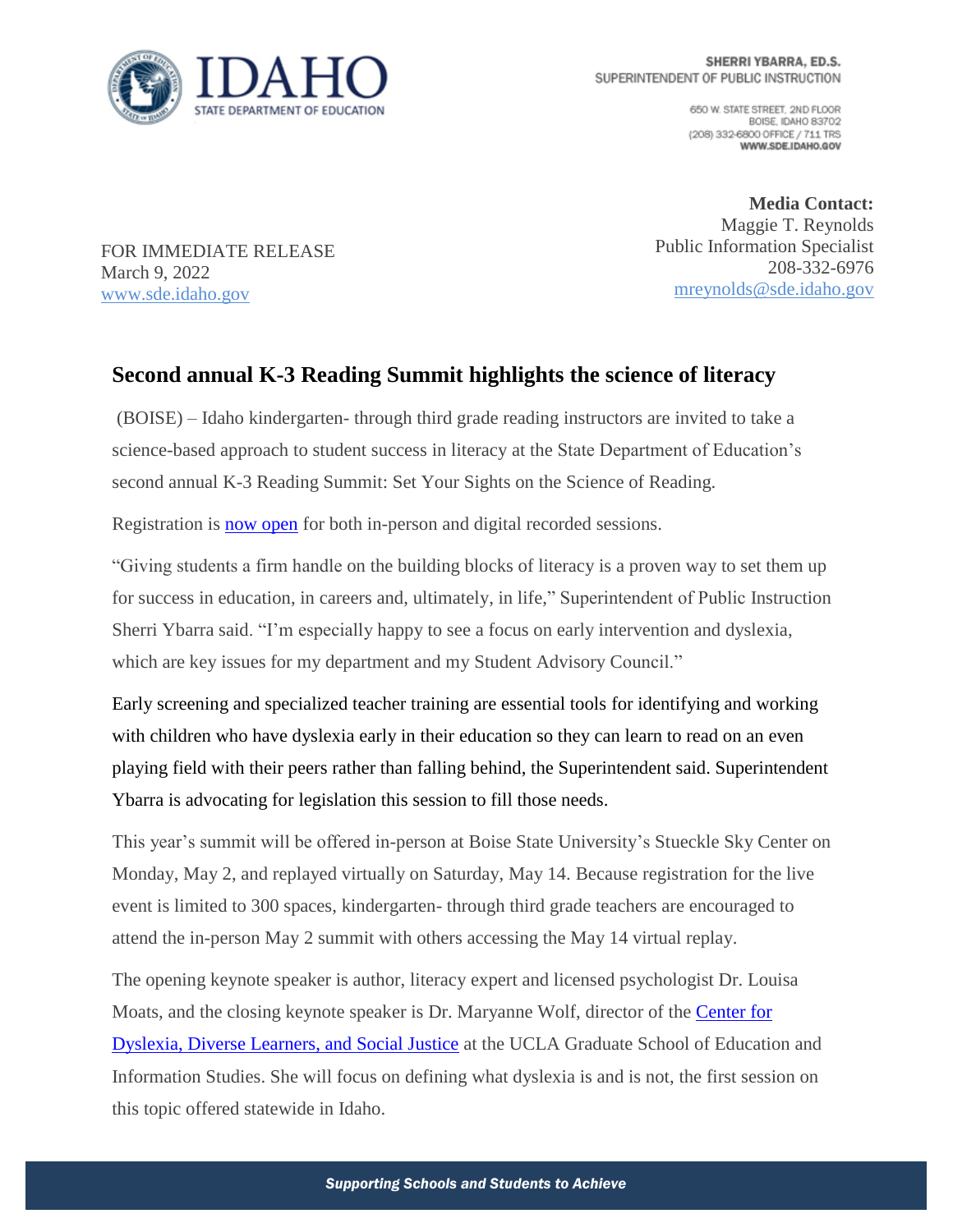IDAHO
STATE DEPARTMENT OF EDUCATION

SHERRI YBARRA, ED.S.
SUPERINTENDENT OF PUBLIC INSTRUCTION

650 W. STATE STREET, 2ND FLOOR
BOISE, IDAHO 83702
(208) 332-6800 OFFICE / 711 TRS
WWW.SDE.IDAHO.GOV

**Media Contact:**
Maggie T. Reynolds
Public Information Specialist
208-332-6976
mreynolds@sde.idaho.gov

FOR IMMEDIATE RELEASE
March 9, 2022
www.sde.idaho.gov

## Second annual K-3 Reading Summit highlights the science of literacy

(BOISE) – Idaho kindergarten- through third grade reading instructors are invited to take a science-based approach to student success in literacy at the State Department of Education's second annual K-3 Reading Summit: Set Your Sights on the Science of Reading.

Registration is now open for both in-person and digital recorded sessions.

"Giving students a firm handle on the building blocks of literacy is a proven way to set them up for success in education, in careers and, ultimately, in life," Superintendent of Public Instruction Sherri Ybarra said. "I'm especially happy to see a focus on early intervention and dyslexia, which are key issues for my department and my Student Advisory Council."

Early screening and specialized teacher training are essential tools for identifying and working with children who have dyslexia early in their education so they can learn to read on an even playing field with their peers rather than falling behind, the Superintendent said. Superintendent Ybarra is advocating for legislation this session to fill those needs.

This year's summit will be offered in-person at Boise State University's Stueckle Sky Center on Monday, May 2, and replayed virtually on Saturday, May 14. Because registration for the live event is limited to 300 spaces, kindergarten- through third grade teachers are encouraged to attend the in-person May 2 summit with others accessing the May 14 virtual replay.

The opening keynote speaker is author, literacy expert and licensed psychologist Dr. Louisa Moats, and the closing keynote speaker is Dr. Maryanne Wolf, director of the Center for Dyslexia, Diverse Learners, and Social Justice at the UCLA Graduate School of Education and Information Studies. She will focus on defining what dyslexia is and is not, the first session on this topic offered statewide in Idaho.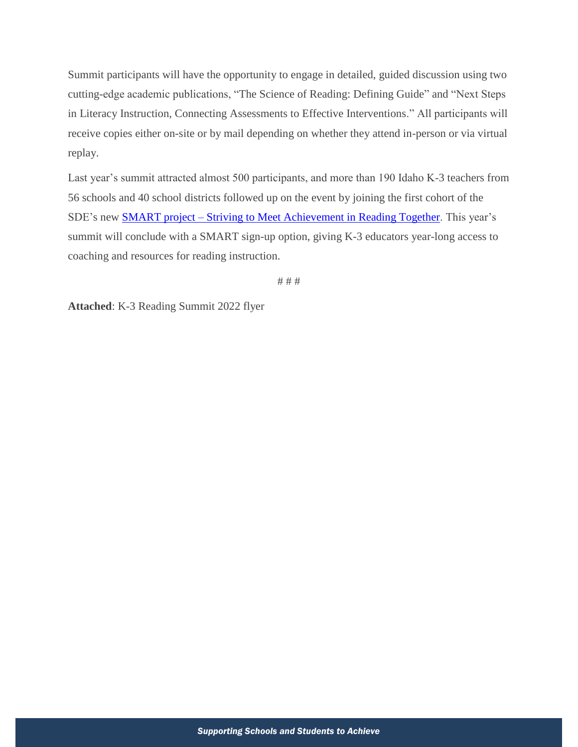Summit participants will have the opportunity to engage in detailed, guided discussion using two cutting-edge academic publications, "The Science of Reading: Defining Guide" and "Next Steps in Literacy Instruction, Connecting Assessments to Effective Interventions." All participants will receive copies either on-site or by mail depending on whether they attend in-person or via virtual replay.

Last year's summit attracted almost 500 participants, and more than 190 Idaho K-3 teachers from 56 schools and 40 school districts followed up on the event by joining the first cohort of the SDE's new SMART project – Striving to Meet Achievement in Reading Together. This year's summit will conclude with a SMART sign-up option, giving K-3 educators year-long access to coaching and resources for reading instruction.

# # #

**Attached**: K-3 Reading Summit 2022 flyer